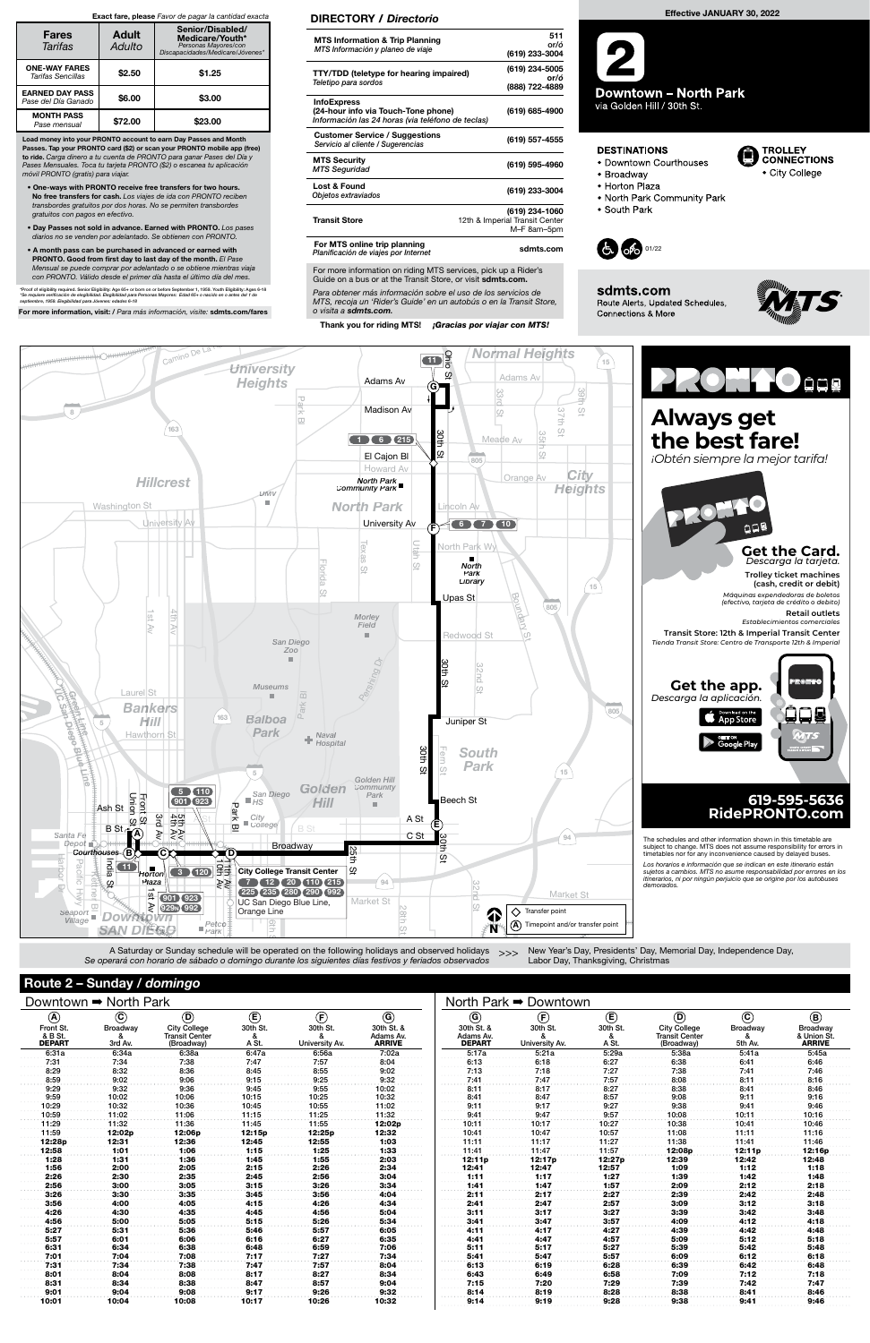**Exact fare, please** *Favor de pagar la cantidad exacta*

| Fares *Tarifas* | Adult *Adulto* | Senior/Disabled/ Medicare/Youth* *Personas Mayores/con Discapacidades/Medicare/Jóvenes** |
|---|---|---|
| **ONE-WAY FARES** *Tarifas Sencillas* | **$2.50** | **$1.25** |
| **EARNED DAY PASS** *Pase del Día Ganado* | **$6.00** | **$3.00** |
| **MONTH PASS** *Pase mensual* | **$72.00** | **$23.00** |

**Load money into your PRONTO account to earn Day Passes and Month Passes. Tap your PRONTO card ($2) or scan your PRONTO mobile app (free) to ride.** *Carga dinero a tu cuenta de PRONTO para ganar Pases del Día y Pases Mensuales. Toca tu tarjeta PRONTO ($2) o escanea tu aplicación móvil PRONTO (gratis) para viajar.*

- **One-ways with PRONTO receive free transfers for two hours. No free transfers for cash.** *Los viajes de ida con PRONTO reciben transbordes gratuitos por dos horas. No se permiten transbordes gratuitos con pagos en efectivo.*
- **Day Passes not sold in advance. Earned with PRONTO.** *Los pases diarios no se venden por adelantado. Se obtienen con PRONTO.*
- **A month pass can be purchased in advanced or earned with PRONTO. Good from first day to last day of the month.** *El Pase Mensual se puede comprar por adelantado o se obtiene mientras viaja con PRONTO. Válido desde el primer día hasta el último día del mes.*

*Proof of eligibility required. Senior Eligibility: Age 65+ or born on or before September 1, 1959. Youth Eligibility: Ages 6-18
*Se requiere verificación de elegibilidad. Elegibilidad para Personas Mayores: Edad 65+ o nacido en o antes del 1 de septiembre, 1959. Elegibilidad para Jóvenes: edades 6-18

**For more information, visit:** / *Para más información, visite:* **sdmts.com/fares**

## DIRECTORY / *Directorio*

| | |
|---|---|
| **MTS Information & Trip Planning** *MTS Información y planeo de viaje* | 511 or/ó (619) 233-3004 |
| **TTY/TDD (teletype for hearing impaired)** *Teletipo para sordos* | (619) 234-5005 or/ó (888) 722-4889 |
| **InfoExpress (24-hour info via Touch-Tone phone)** *Información las 24 horas (vía teléfono de teclas)* | (619) 685-4900 |
| **Customer Service / Suggestions** *Servicio al cliente / Sugerencias* | (619) 557-4555 |
| **MTS Security** *MTS Seguridad* | (619) 595-4960 |
| **Lost & Found** *Objetos extraviados* | (619) 233-3004 |
| **Transit Store** | (619) 234-1060 12th & Imperial Transit Center M–F 8am–5pm |
| **For MTS online trip planning** *Planificación de viajes por Internet* | **sdmts.com** |

For more information on riding MTS services, pick up a Rider's Guide on a bus or at the Transit Store, or visit **sdmts.com.**

*Para obtener más información sobre el uso de los servicios de MTS, recoja un 'Rider's Guide' en un autobús o en la Transit Store, o visita a* ***sdmts.com.***

**Thank you for riding MTS!** ***¡Gracias por viajar con MTS!***

**Effective JANUARY 30, 2022**

# 2

## Downtown – North Park

via Golden Hill / 30th St.

**DESTINATIONS**
- Downtown Courthouses
- Broadway
- Horton Plaza
- North Park Community Park
- South Park

**TROLLEY CONNECTIONS**
- City College

01/22

**sdmts.com**
Route Alerts, Updated Schedules, Connections & More

**PRONTO**

**Always get the best fare!**
*¡Obtén siempre la mejor tarifa!*

**Get the Card.** *Descarga la tarjeta.*
Trolley ticket machines (cash, credit or debit)
*Máquinas expendedoras de boletos (efectivo, tarjeta de crédito o débito)*
Retail outlets
*Establecimientos comerciales*
Transit Store: 12th & Imperial Transit Center
*Tienda Transit Store: Centro de Transporte 12th & Imperial*

**Get the app.** *Descarga la aplicación.*

**619-595-5636**
**RidePRONTO.com**

The schedules and other information shown in this timetable are subject to change. MTS does not assume responsibility for errors in timetables nor for any inconvenience caused by delayed buses.

*Los horarios e información que se indican en este itinerario están sujetos a cambios. MTS no asume responsabilidad por errores en los itinerarios, ni por ningún perjuicio que se origine por los autobuses demorados.*

◇ Transfer point
(A) Timepoint and/or transfer point

A Saturday or Sunday schedule will be operated on the following holidays and observed holidays >>> New Year's Day, Presidents' Day, Memorial Day, Independence Day, Labor Day, Thanksgiving, Christmas
*Se operará con horario de sábado o domingo durante los siguientes días festivos y feriados observados*

## Route 2 – Sunday / *domingo*

### Downtown ➡ North Park

| (A) Front St. & B St. **DEPART** | (C) Broadway & 3rd Av. | (D) City College Transit Center (Broadway) | (E) 30th St. & A St. | (F) 30th St. & University Av. | (G) 30th St. & Adams Av. **ARRIVE** |
|---|---|---|---|---|---|
| 6:31a | 6:34a | 6:38a | 6:47a | 6:56a | 7:02a |
| 7:31 | 7:34 | 7:38 | 7:47 | 7:57 | 8:04 |
| 8:29 | 8:32 | 8:36 | 8:45 | 8:55 | 9:02 |
| 8:59 | 9:02 | 9:06 | 9:15 | 9:25 | 9:32 |
| 9:29 | 9:32 | 9:36 | 9:45 | 9:55 | 10:02 |
| 9:59 | 10:02 | 10:06 | 10:15 | 10:25 | 10:32 |
| 10:29 | 10:32 | 10:36 | 10:45 | 10:55 | 11:02 |
| 10:59 | 11:02 | 11:06 | 11:15 | 11:25 | 11:32 |
| 11:29 | 11:32 | 11:36 | 11:45 | 11:55 | **12:02p** |
| 11:59 | **12:02p** | **12:06p** | **12:15p** | **12:25p** | **12:32** |
| **12:28p** | **12:31** | **12:36** | **12:45** | **12:55** | **1:03** |
| **12:58** | **1:01** | **1:06** | **1:15** | **1:25** | **1:33** |
| **1:28** | **1:31** | **1:36** | **1:45** | **1:55** | **2:03** |
| **1:56** | **2:00** | **2:05** | **2:15** | **2:26** | **2:34** |
| **2:26** | **2:30** | **2:35** | **2:45** | **2:56** | **3:04** |
| **2:56** | **3:00** | **3:05** | **3:15** | **3:26** | **3:34** |
| **3:26** | **3:30** | **3:35** | **3:45** | **3:56** | **4:04** |
| **3:56** | **4:00** | **4:05** | **4:15** | **4:26** | **4:34** |
| **4:26** | **4:30** | **4:35** | **4:45** | **4:56** | **5:04** |
| **4:56** | **5:00** | **5:05** | **5:15** | **5:26** | **5:34** |
| **5:27** | **5:31** | **5:36** | **5:46** | **5:57** | **6:05** |
| **5:57** | **6:01** | **6:06** | **6:16** | **6:27** | **6:35** |
| **6:31** | **6:34** | **6:38** | **6:48** | **6:59** | **7:06** |
| **7:01** | **7:04** | **7:08** | **7:17** | **7:27** | **7:34** |
| **7:31** | **7:34** | **7:38** | **7:47** | **7:57** | **8:04** |
| **8:01** | **8:04** | **8:08** | **8:17** | **8:27** | **8:34** |
| **8:31** | **8:34** | **8:38** | **8:47** | **8:57** | **9:04** |
| **9:01** | **9:04** | **9:08** | **9:17** | **9:26** | **9:32** |
| **10:01** | **10:04** | **10:08** | **10:17** | **10:26** | **10:32** |

### North Park ➡ Downtown

| (G) 30th St. & Adams Av. **DEPART** | (F) 30th St. & University Av. | (E) 30th St. & A St. | (D) City College Transit Center (Broadway) | (C) Broadway & 5th Av. | (B) Broadway & Union St. **ARRIVE** |
|---|---|---|---|---|---|
| 5:17a | 5:21a | 5:29a | 5:38a | 5:41a | 5:45a |
| 6:13 | 6:18 | 6:27 | 6:38 | 6:41 | 6:46 |
| 7:13 | 7:18 | 7:27 | 7:38 | 7:41 | 7:46 |
| 7:41 | 7:47 | 7:57 | 8:08 | 8:11 | 8:16 |
| 8:11 | 8:17 | 8:27 | 8:38 | 8:41 | 8:46 |
| 8:41 | 8:47 | 8:57 | 9:08 | 9:11 | 9:16 |
| 9:11 | 9:17 | 9:27 | 9:38 | 9:41 | 9:46 |
| 9:41 | 9:47 | 9:57 | 10:08 | 10:11 | 10:16 |
| 10:11 | 10:17 | 10:27 | 10:38 | 10:41 | 10:46 |
| 10:41 | 10:47 | 10:57 | 11:08 | 11:11 | 11:16 |
| 11:11 | 11:17 | 11:27 | 11:38 | 11:41 | 11:46 |
| 11:41 | 11:47 | 11:57 | **12:08p** | **12:11p** | **12:16p** |
| **12:11p** | **12:17p** | **12:27p** | **12:39** | **12:42** | **12:48** |
| **12:41** | **12:47** | **12:57** | **1:09** | **1:12** | **1:18** |
| **1:11** | **1:17** | **1:27** | **1:39** | **1:42** | **1:48** |
| **1:41** | **1:47** | **1:57** | **2:09** | **2:12** | **2:18** |
| **2:11** | **2:17** | **2:27** | **2:39** | **2:42** | **2:48** |
| **2:41** | **2:47** | **2:57** | **3:09** | **3:12** | **3:18** |
| **3:11** | **3:17** | **3:27** | **3:39** | **3:42** | **3:48** |
| **3:41** | **3:47** | **3:57** | **4:09** | **4:12** | **4:18** |
| **4:11** | **4:17** | **4:27** | **4:39** | **4:42** | **4:48** |
| **4:41** | **4:47** | **5:09** | **5:09** | **5:12** | **5:18** |
| **5:11** | **5:17** | **5:27** | **5:39** | **5:42** | **5:48** |
| **5:41** | **5:47** | **5:57** | **6:09** | **6:12** | **6:18** |
| **6:13** | **6:19** | **6:28** | **6:39** | **6:42** | **6:48** |
| **6:43** | **6:49** | **6:58** | **7:09** | **7:12** | **7:18** |
| **7:15** | **7:20** | **7:29** | **7:39** | **7:42** | **7:47** |
| **8:14** | **8:19** | **8:28** | **8:38** | **8:41** | **8:46** |
| **9:14** | **9:19** | **9:28** | **9:38** | **9:41** | **9:46** |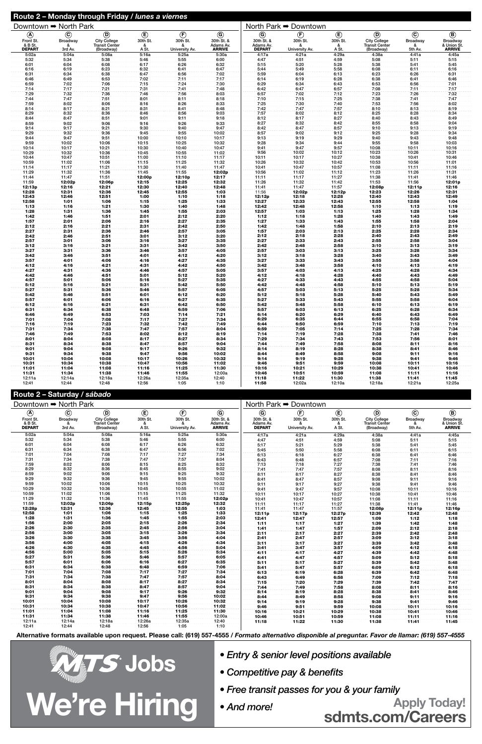## Route 2 – Monday through Friday / *lunes a viernes*

### Downtown ➡ North Park

| Ⓐ Front St. & B St. DEPART | Ⓒ Broadway & 3rd Av. | Ⓓ City College Transit Center (Broadway) | Ⓔ 30th St. & A St. | Ⓕ 30th St. & University Av. | Ⓖ 30th St. & Adams Av. ARRIVE |
|---|---|---|---|---|---|
| 5:02a | 5:04a | 5:08a | 5:16a | 5:25a | 5:30a |
| 5:32 | 5:34 | 5:38 | 5:46 | 5:55 | 6:00 |
| 6:01 | 6:04 | 6:08 | 6:17 | 6:26 | 6:32 |
| 6:16 | 6:19 | 6:23 | 6:32 | 6:41 | 6:47 |
| 6:31 | 6:34 | 6:38 | 6:47 | 6:56 | 7:02 |
| 6:46 | 6:49 | 6:53 | 7:02 | 7:11 | 7:17 |
| 6:59 | 7:02 | 7:06 | 7:15 | 7:24 | 7:30 |
| 7:14 | 7:17 | 7:21 | 7:31 | 7:41 | 7:48 |
| 7:29 | 7:32 | 7:36 | 7:46 | 7:56 | 8:03 |
| 7:44 | 7:47 | 7:51 | 8:01 | 8:11 | 8:18 |
| 7:59 | 8:02 | 8:06 | 8:16 | 8:26 | 8:33 |
| 8:14 | 8:17 | 8:21 | 8:31 | 8:41 | 8:48 |
| 8:29 | 8:32 | 8:36 | 8:46 | 8:56 | 9:03 |
| 8:44 | 8:47 | 8:51 | 9:01 | 9:11 | 9:18 |
| 8:59 | 9:02 | 9:06 | 9:16 | 9:26 | 9:33 |
| 9:14 | 9:17 | 9:21 | 9:30 | 9:40 | 9:47 |
| 9:29 | 9:32 | 9:36 | 9:45 | 9:55 | 10:02 |
| 9:44 | 9:47 | 9:51 | 10:00 | 10:10 | 10:17 |
| 9:59 | 10:02 | 10:06 | 10:15 | 10:25 | 10:32 |
| 10:14 | 10:17 | 10:21 | 10:30 | 10:40 | 10:47 |
| 10:29 | 10:32 | 10:36 | 10:45 | 10:55 | 11:02 |
| 10:44 | 10:47 | 10:51 | 11:00 | 11:10 | 11:17 |
| 10:59 | 11:02 | 11:06 | 11:15 | 11:25 | 11:32 |
| 11:14 | 11:17 | 11:21 | 11:30 | 11:40 | 11:47 |
| 11:29 | 11:32 | 11:36 | 11:45 | 11:55 | **12:02p** |
| 11:44 | 11:47 | 11:51 | **12:00p** | **12:10p** | **12:17** |
| 11:59 | **12:02p** | **12:06p** | **12:15** | **12:25** | **12:32** |
| **12:13p** | **12:16** | **12:21** | **12:30** | **12:40** | **12:48** |
| **12:28** | **12:31** | **12:36** | **12:45** | **12:55** | **1:03** |
| **12:43** | **12:46** | **12:51** | **1:00** | **1:10** | **1:18** |
| **12:58** | **1:01** | **1:06** | **1:15** | **1:25** | **1:33** |
| **1:13** | **1:16** | **1:21** | **1:30** | **1:40** | **1:48** |
| **1:28** | **1:31** | **1:36** | **1:45** | **1:55** | **2:03** |
| **1:42** | **1:46** | **1:51** | **2:01** | **2:12** | **2:20** |
| **1:57** | **2:01** | **2:06** | **2:16** | **2:27** | **2:35** |
| **2:12** | **2:16** | **2:21** | **2:31** | **2:42** | **2:50** |
| **2:27** | **2:31** | **2:36** | **2:46** | **2:57** | **3:05** |
| **2:42** | **2:46** | **2:51** | **3:01** | **3:12** | **3:20** |
| **2:57** | **3:01** | **3:06** | **3:16** | **3:27** | **3:35** |
| **3:12** | **3:16** | **3:21** | **3:31** | **3:42** | **3:50** |
| **3:27** | **3:31** | **3:36** | **3:46** | **3:57** | **4:05** |
| **3:42** | **3:46** | **3:51** | **4:01** | **4:12** | **4:20** |
| **3:57** | **4:01** | **4:06** | **4:16** | **4:27** | **4:35** |
| **4:12** | **4:16** | **4:21** | **4:31** | **4:42** | **4:50** |
| **4:27** | **4:31** | **4:36** | **4:46** | **4:57** | **5:05** |
| **4:42** | **4:46** | **4:51** | **5:01** | **5:12** | **5:20** |
| **4:57** | **5:01** | **5:06** | **5:16** | **5:27** | **5:35** |
| **5:12** | **5:16** | **5:21** | **5:31** | **5:42** | **5:50** |
| **5:27** | **5:31** | **5:36** | **5:46** | **5:57** | **6:05** |
| **5:42** | **5:46** | **5:51** | **6:01** | **6:12** | **6:20** |
| **5:57** | **6:01** | **6:06** | **6:16** | **6:27** | **6:35** |
| **6:12** | **6:16** | **6:21** | **6:31** | **6:42** | **6:50** |
| **6:31** | **6:34** | **6:38** | **6:48** | **6:59** | **7:06** |
| **6:46** | **6:49** | **6:53** | **7:03** | **7:14** | **7:21** |
| **7:01** | **7:04** | **7:08** | **7:17** | **7:27** | **7:34** |
| **7:16** | **7:19** | **7:23** | **7:32** | **7:42** | **7:49** |
| **7:31** | **7:34** | **7:38** | **7:47** | **7:57** | **8:04** |
| **7:46** | **7:49** | **7:53** | **8:02** | **8:12** | **8:19** |
| **8:01** | **8:04** | **8:08** | **8:17** | **8:27** | **8:34** |
| **8:31** | **8:34** | **8:38** | **8:47** | **8:57** | **9:04** |
| **9:01** | **9:04** | **9:08** | **9:17** | **9:26** | **9:32** |
| **9:31** | **9:34** | **9:38** | **9:47** | **9:56** | **10:02** |
| **10:01** | **10:04** | **10:08** | **10:17** | **10:26** | **10:32** |
| **10:31** | **10:34** | **10:38** | **10:47** | **10:56** | **11:02** |
| **11:01** | **11:04** | **11:08** | **11:16** | **11:25** | **11:30** |
| **11:31** | **11:34** | **11:38** | **11:46** | **11:55** | 12:00a |
| 12:11a | 12:14a | 12:18a | 12:26a | 12:35a | 12:40 |
| 12:41 | 12:44 | 12:48 | 12:56 | 1:05 | 1:10 |

### North Park ➡ Downtown

| Ⓖ 30th St. & Adams Av. DEPART | Ⓕ 30th St. & University Av. | Ⓔ 30th St. & A St. | Ⓓ City College Transit Center (Broadway) | Ⓒ Broadway & 5th Av. | Ⓑ Broadway & Union St. ARRIVE |
|---|---|---|---|---|---|
| 4:17a | 4:21a | 4:29a | 4:38a | 4:41a | 4:45a |
| 4:47 | 4:51 | 4:59 | 5:08 | 5:11 | 5:15 |
| 5:15 | 5:20 | 5:28 | 5:38 | 5:41 | 5:45 |
| 5:44 | 5:49 | 5:58 | 6:08 | 6:11 | 6:16 |
| 5:59 | 6:04 | 6:13 | 6:23 | 6:26 | 6:31 |
| 6:14 | 6:19 | 6:28 | 6:38 | 6:41 | 6:46 |
| 6:29 | 6:34 | 6:43 | 6:53 | 6:56 | 7:01 |
| 6:42 | 6:47 | 6:57 | 7:08 | 7:11 | 7:16 |
| 6:57 | 7:02 | 7:12 | 7:23 | 7:26 | 7:32 |
| 7:10 | 7:15 | 7:25 | 7:38 | 7:41 | 7:47 |
| 7:25 | 7:30 | 7:40 | 7:53 | 7:56 | 8:02 |
| 7:42 | 7:47 | 7:57 | 8:10 | 8:13 | 8:19 |
| 7:57 | 8:02 | 8:12 | 8:25 | 8:28 | 8:34 |
| 8:12 | 8:17 | 8:27 | 8:40 | 8:43 | 8:49 |
| 8:27 | 8:32 | 8:42 | 8:55 | 8:58 | 9:04 |
| 8:42 | 8:47 | 8:57 | 9:10 | 9:13 | 9:19 |
| 8:57 | 9:02 | 9:12 | 9:25 | 9:28 | 9:34 |
| 9:13 | 9:19 | 9:29 | 9:40 | 9:43 | 9:48 |
| 9:28 | 9:34 | 9:44 | 9:55 | 9:58 | 10:03 |
| 9:41 | 9:47 | 9:57 | 10:08 | 10:11 | 10:16 |
| 9:56 | 10:02 | 10:12 | 10:23 | 10:26 | 10:31 |
| 10:11 | 10:17 | 10:27 | 10:38 | 10:41 | 10:46 |
| 10:26 | 10:32 | 10:42 | 10:53 | 10:56 | 11:01 |
| 10:41 | 10:47 | 10:57 | 11:08 | 11:11 | 11:16 |
| 10:56 | 11:02 | 11:12 | 11:23 | 11:26 | 11:31 |
| 11:11 | 11:17 | 11:27 | 11:38 | 11:41 | 11:46 |
| 11:26 | 11:32 | 11:42 | 11:53 | 11:56 | **12:01p** |
| 11:41 | 11:47 | 11:57 | **12:08p** | **12:11p** | **12:16** |
| 11:56 | **12:02p** | **12:12p** | **12:23** | **12:26** | **12:31** |
| **12:12p** | **12:18** | **12:28** | **12:40** | **12:43** | **12:49** |
| **12:27** | **12:33** | **12:43** | **12:55** | **12:58** | **1:04** |
| **12:42** | **12:48** | **12:58** | **1:10** | **1:13** | **1:19** |
| **12:57** | **1:03** | **1:13** | **1:25** | **1:28** | **1:34** |
| **1:12** | **1:18** | **1:28** | **1:40** | **1:43** | **1:49** |
| **1:27** | **1:33** | **1:43** | **1:55** | **1:58** | **2:04** |
| **1:42** | **1:48** | **1:58** | **2:10** | **2:13** | **2:19** |
| **1:57** | **2:03** | **2:13** | **2:25** | **2:28** | **2:34** |
| **2:12** | **2:18** | **2:28** | **2:40** | **2:43** | **2:49** |
| **2:27** | **2:33** | **2:43** | **2:55** | **2:58** | **3:04** |
| **2:42** | **2:48** | **2:58** | **3:10** | **3:13** | **3:19** |
| **2:57** | **3:03** | **3:13** | **3:25** | **3:28** | **3:34** |
| **3:12** | **3:18** | **3:28** | **3:40** | **3:43** | **3:49** |
| **3:27** | **3:33** | **3:43** | **3:55** | **3:58** | **4:04** |
| **3:42** | **3:48** | **3:58** | **4:10** | **4:13** | **4:19** |
| **3:57** | **4:03** | **4:13** | **4:25** | **4:28** | **4:34** |
| **4:12** | **4:18** | **4:28** | **4:40** | **4:43** | **4:49** |
| **4:27** | **4:33** | **4:43** | **4:55** | **4:58** | **5:04** |
| **4:42** | **4:48** | **4:58** | **5:10** | **5:13** | **5:19** |
| **4:57** | **5:03** | **5:13** | **5:25** | **5:28** | **5:34** |
| **5:12** | **5:18** | **5:28** | **5:40** | **5:43** | **5:49** |
| **5:27** | **5:33** | **5:43** | **5:55** | **5:58** | **6:04** |
| **5:42** | **5:48** | **5:58** | **6:10** | **6:13** | **6:19** |
| **5:57** | **6:03** | **6:13** | **6:25** | **6:28** | **6:34** |
| **6:14** | **6:20** | **6:29** | **6:40** | **6:43** | **6:49** |
| **6:29** | **6:35** | **6:44** | **6:55** | **6:58** | **7:04** |
| **6:44** | **6:50** | **6:59** | **7:10** | **7:13** | **7:19** |
| **6:59** | **7:05** | **7:14** | **7:25** | **7:28** | **7:34** |
| **7:14** | **7:19** | **7:28** | **7:38** | **7:41** | **7:46** |
| **7:29** | **7:34** | **7:43** | **7:53** | **7:56** | **8:01** |
| **7:44** | **7:49** | **7:58** | **8:08** | **8:11** | **8:16** |
| **8:14** | **8:19** | **8:28** | **8:38** | **8:41** | **8:46** |
| **8:44** | **8:49** | **8:58** | **9:08** | **9:11** | **9:16** |
| **9:14** | **9:19** | **9:28** | **9:38** | **9:41** | **9:46** |
| **9:46** | **9:51** | **9:59** | **10:08** | **10:11** | **10:16** |
| **10:16** | **10:21** | **10:29** | **10:38** | **10:41** | **10:46** |
| **10:46** | **10:51** | **10:59** | **11:08** | **11:11** | **11:16** |
| **11:18** | **11:22** | **11:30** | **11:38** | **11:41** | **11:45** |
| **11:58** | 12:02a | 12:10a | 12:18a | 12:21a | 12:25a |

## Route 2 – Saturday / *sábado*

### Downtown ➡ North Park

| Ⓐ Front St. & B St. DEPART | Ⓒ Broadway & 3rd Av. | Ⓓ City College Transit Center (Broadway) | Ⓔ 30th St. & A St. | Ⓕ 30th St. & University Av. | Ⓖ 30th St. & Adams Av. ARRIVE |
|---|---|---|---|---|---|
| 5:02a | 5:04a | 5:08a | 5:16a | 5:25a | 5:30a |
| 5:32 | 5:34 | 5:38 | 5:46 | 5:55 | 6:00 |
| 6:01 | 6:04 | 6:08 | 6:17 | 6:26 | 6:32 |
| 6:31 | 6:34 | 6:38 | 6:47 | 6:56 | 7:02 |
| 7:01 | 7:04 | 7:08 | 7:17 | 7:27 | 7:34 |
| 7:31 | 7:34 | 7:38 | 7:47 | 7:57 | 8:04 |
| 7:59 | 8:02 | 8:06 | 8:15 | 8:25 | 8:32 |
| 8:29 | 8:32 | 8:36 | 8:45 | 8:55 | 9:02 |
| 8:59 | 9:02 | 9:06 | 9:15 | 9:25 | 9:32 |
| 9:29 | 9:32 | 9:36 | 9:45 | 9:55 | 10:02 |
| 9:59 | 10:02 | 10:06 | 10:15 | 10:25 | 10:32 |
| 10:29 | 10:32 | 10:36 | 10:45 | 10:55 | 11:02 |
| 10:59 | 11:02 | 11:06 | 11:15 | 11:25 | 11:32 |
| 11:29 | 11:32 | 11:36 | 11:45 | 11:55 | **12:02p** |
| 11:59 | **12:02p** | **12:06p** | **12:15p** | **12:25p** | **12:32** |
| **12:28p** | **12:31** | **12:36** | **12:45** | **12:55** | **1:03** |
| **12:58** | **1:01** | **1:06** | **1:15** | **1:25** | **1:33** |
| **1:28** | **1:31** | **1:36** | **1:45** | **1:55** | **2:03** |
| **1:56** | **2:00** | **2:05** | **2:15** | **2:26** | **2:34** |
| **2:26** | **2:30** | **2:35** | **2:45** | **2:56** | **3:04** |
| **2:56** | **3:00** | **3:05** | **3:15** | **3:26** | **3:34** |
| **3:26** | **3:30** | **3:35** | **3:45** | **3:56** | **4:04** |
| **3:56** | **4:00** | **4:05** | **4:15** | **4:26** | **4:34** |
| **4:26** | **4:30** | **4:35** | **4:45** | **4:56** | **5:04** |
| **4:56** | **5:00** | **5:05** | **5:15** | **5:26** | **5:34** |
| **5:27** | **5:31** | **5:36** | **5:46** | **5:57** | **6:05** |
| **5:57** | **6:01** | **6:06** | **6:16** | **6:27** | **6:35** |
| **6:31** | **6:34** | **6:38** | **6:48** | **6:59** | **7:06** |
| **7:01** | **7:04** | **7:08** | **7:17** | **7:27** | **7:34** |
| **7:31** | **7:34** | **7:38** | **7:47** | **7:57** | **8:04** |
| **8:01** | **8:04** | **8:08** | **8:17** | **8:27** | **8:34** |
| **8:31** | **8:34** | **8:38** | **8:47** | **8:57** | **9:04** |
| **9:01** | **9:04** | **9:08** | **9:17** | **9:26** | **9:32** |
| **9:31** | **9:34** | **9:38** | **9:47** | **9:56** | **10:02** |
| **10:01** | **10:04** | **10:08** | **10:17** | **10:26** | **10:32** |
| **10:31** | **10:34** | **10:38** | **10:47** | **10:56** | **11:02** |
| **11:01** | **11:04** | **11:08** | **11:16** | **11:25** | **11:30** |
| **11:31** | **11:34** | **11:38** | **11:46** | **11:55** | 12:00a |
| 12:11a | 12:14a | 12:18a | 12:26a | 12:35a | 12:40 |
| 12:41 | 12:44 | 12:48 | 12:56 | 1:05 | 1:10 |

### North Park ➡ Downtown

| Ⓖ 30th St. & Adams Av. DEPART | Ⓕ 30th St. & University Av. | Ⓔ 30th St. & A St. | Ⓓ City College Transit Center (Broadway) | Ⓒ Broadway & 5th Av. | Ⓑ Broadway & Union St. ARRIVE |
|---|---|---|---|---|---|
| 4:17a | 4:21a | 4:29a | 4:38a | 4:41a | 4:45a |
| 4:47 | 4:51 | 4:59 | 5:08 | 5:11 | 5:15 |
| 5:17 | 5:21 | 5:29 | 5:38 | 5:41 | 5:45 |
| 5:45 | 5:50 | 5:58 | 6:08 | 6:11 | 6:15 |
| 6:13 | 6:18 | 6:27 | 6:38 | 6:41 | 6:46 |
| 6:43 | 6:48 | 6:57 | 7:08 | 7:11 | 7:16 |
| 7:13 | 7:18 | 7:27 | 7:38 | 7:41 | 7:46 |
| 7:41 | 7:47 | 7:57 | 8:08 | 8:11 | 8:16 |
| 8:11 | 8:17 | 8:27 | 8:38 | 8:41 | 8:46 |
| 8:41 | 8:47 | 8:57 | 9:08 | 9:11 | 9:16 |
| 9:11 | 9:17 | 9:27 | 9:38 | 9:41 | 9:46 |
| 9:41 | 9:47 | 9:57 | 10:08 | 10:11 | 10:16 |
| 10:11 | 10:17 | 10:27 | 10:38 | 10:41 | 10:46 |
| 10:41 | 10:47 | 10:57 | 11:08 | 11:11 | 11:16 |
| 11:11 | 11:17 | 11:27 | 11:38 | 11:41 | 11:46 |
| 11:41 | 11:47 | 11:57 | **12:08p** | **12:11p** | **12:16p** |
| **12:11p** | **12:17p** | **12:27p** | **12:39** | **12:42** | **12:48** |
| **12:41** | **12:47** | **12:57** | **1:09** | **1:12** | **1:18** |
| **1:11** | **1:17** | **1:27** | **1:39** | **1:42** | **1:48** |
| **1:41** | **1:47** | **1:57** | **2:09** | **2:12** | **2:18** |
| **2:11** | **2:17** | **2:27** | **2:39** | **2:42** | **2:48** |
| **2:41** | **2:47** | **2:57** | **3:09** | **3:12** | **3:18** |
| **3:11** | **3:17** | **3:27** | **3:39** | **3:42** | **3:48** |
| **3:41** | **3:47** | **3:57** | **4:09** | **4:12** | **4:18** |
| **4:11** | **4:17** | **4:27** | **4:39** | **4:42** | **4:48** |
| **4:41** | **4:47** | **4:57** | **5:09** | **5:12** | **5:18** |
| **5:11** | **5:17** | **5:27** | **5:39** | **5:42** | **5:48** |
| **5:41** | **5:47** | **5:57** | **6:09** | **6:12** | **6:18** |
| **6:13** | **6:19** | **6:28** | **6:39** | **6:42** | **6:48** |
| **6:43** | **6:49** | **6:58** | **7:09** | **7:12** | **7:18** |
| **7:15** | **7:20** | **7:29** | **7:39** | **7:42** | **7:47** |
| **7:44** | **7:49** | **7:58** | **8:08** | **8:11** | **8:16** |
| **8:14** | **8:19** | **8:28** | **8:38** | **8:41** | **8:46** |
| **8:44** | **8:49** | **8:58** | **9:08** | **9:11** | **9:16** |
| **9:14** | **9:19** | **9:28** | **9:38** | **9:41** | **9:46** |
| **9:46** | **9:51** | **9:59** | **10:08** | **10:11** | **10:16** |
| **10:16** | **10:21** | **10:29** | **10:38** | **10:41** | **10:46** |
| **10:46** | **10:51** | **10:59** | **11:08** | **11:11** | **11:16** |
| **11:18** | **11:22** | **11:30** | **11:38** | **11:41** | **11:45** |

**Alternative formats available upon request. Please call: (619) 557-4555 /** ***Formato alternativo disponible al preguntar. Favor de llamar: (619) 557-4555***

**MTS Jobs**

**We're Hiring**

- *Entry & senior level positions available*
- *Competitive pay & benefits*
- *Free transit passes for you & your family*
- *And more!*

**Apply Today!**
**sdmts.com/Careers**